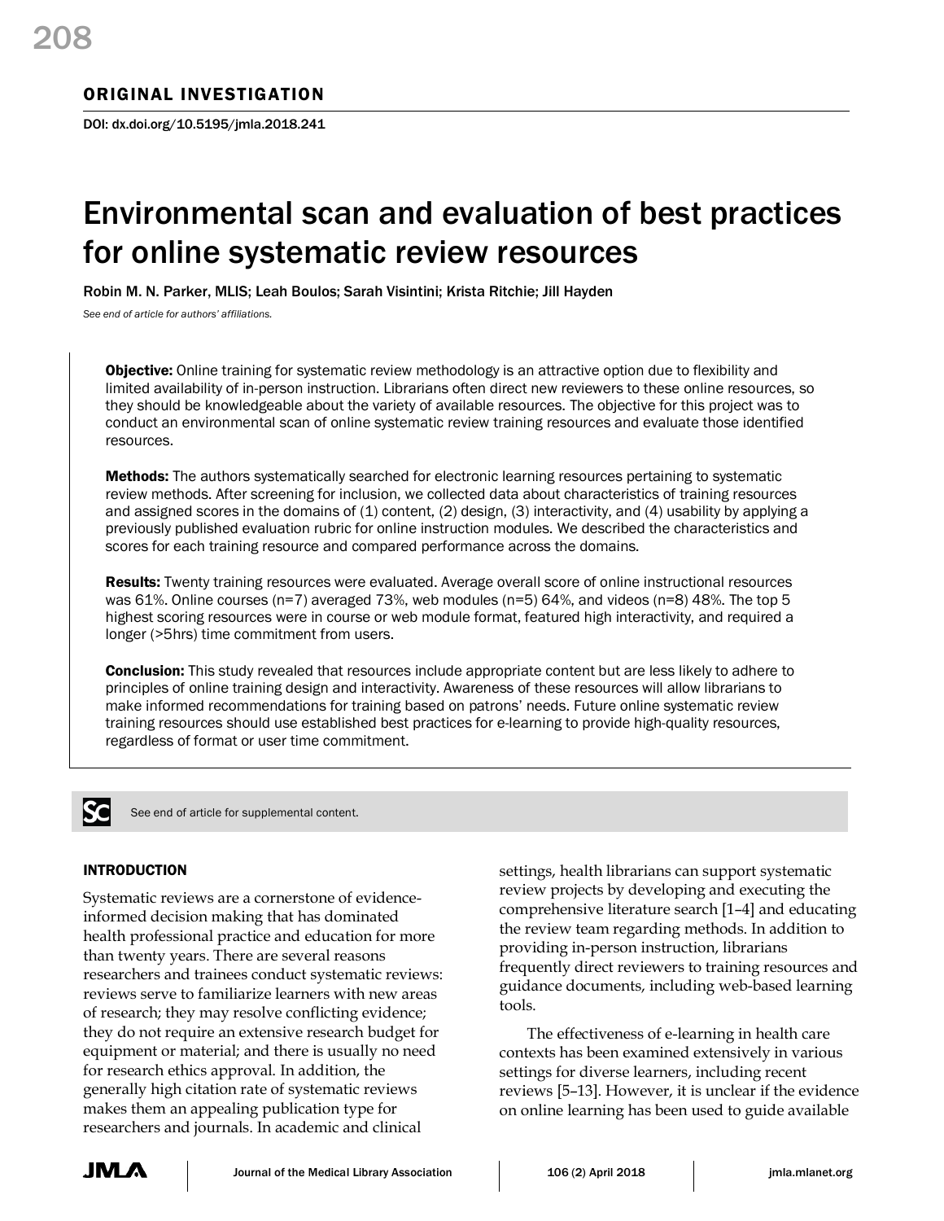## ORIGINAL INVESTIGATION

DOI: dx.doi.org/10.5195/jmla.2018.241

# Environmental scan and evaluation of best practices for online systematic review resources

Robin M. N. Parker, MLIS; Leah Boulos; Sarah Visintini; Krista Ritchie; Jill Hayden

*See end of article for authors' affiliations.*

**Objective:** Online training for systematic review methodology is an attractive option due to flexibility and limited availability of in-person instruction. Librarians often direct new reviewers to these online resources, so they should be knowledgeable about the variety of available resources. The objective for this project was to conduct an environmental scan of online systematic review training resources and evaluate those identified resources.

**Methods:** The authors systematically searched for electronic learning resources pertaining to systematic review methods. After screening for inclusion, we collected data about characteristics of training resources and assigned scores in the domains of (1) content, (2) design, (3) interactivity, and (4) usability by applying a previously published evaluation rubric for online instruction modules. We described the characteristics and scores for each training resource and compared performance across the domains.

**Results:** Twenty training resources were evaluated. Average overall score of online instructional resources was 61%. Online courses (n=7) averaged 73%, web modules (n=5) 64%, and videos (n=8) 48%. The top 5 highest scoring resources were in course or web module format, featured high interactivity, and required a longer (>5hrs) time commitment from users.

**Conclusion:** This study revealed that resources include appropriate content but are less likely to adhere to principles of online training design and interactivity. Awareness of these resources will allow librarians to make informed recommendations for training based on patrons' needs. Future online systematic review training resources should use established best practices for e-learning to provide high-quality resources, regardless of format or user time commitment.

See end of article for supplemental content.

## INTRODUCTION

Systematic reviews are a cornerstone of evidence-informed decision making that has dominated health professional practice and education for more than twenty years. There are several reasons researchers and trainees conduct systematic reviews: reviews serve to familiarize learners with new areas of research; they may resolve conflicting evidence; they do not require an extensive research budget for equipment or material; and there is usually no need for research ethics approval. In addition, the generally high citation rate of systematic reviews makes them an appealing publication type for researchers and journals. In academic and clinical settings, health librarians can support systematic review projects by developing and executing the comprehensive literature search [1–4] and educating the review team regarding methods. In addition to providing in-person instruction, librarians frequently direct reviewers to training resources and guidance documents, including web-based learning tools.

The effectiveness of e-learning in health care contexts has been examined extensively in various settings for diverse learners, including recent reviews [5–13]. However, it is unclear if the evidence on online learning has been used to guide available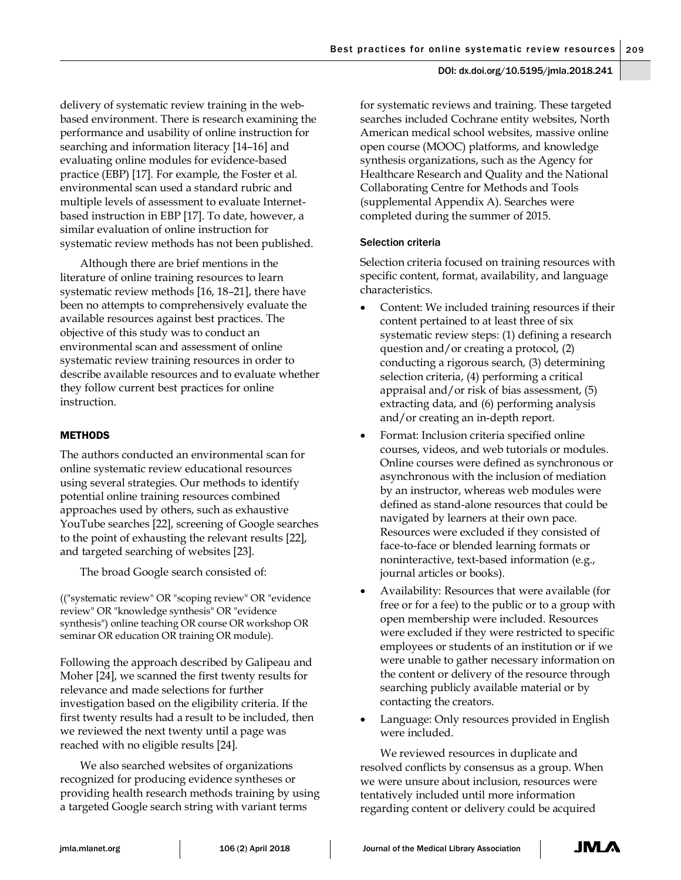delivery of systematic review training in the web-based environment. There is research examining the performance and usability of online instruction for searching and information literacy [14–16] and evaluating online modules for evidence-based practice (EBP) [17]. For example, the Foster et al. environmental scan used a standard rubric and multiple levels of assessment to evaluate Internet-based instruction in EBP [17]. To date, however, a similar evaluation of online instruction for systematic review methods has not been published.

Although there are brief mentions in the literature of online training resources to learn systematic review methods [16, 18–21], there have been no attempts to comprehensively evaluate the available resources against best practices. The objective of this study was to conduct an environmental scan and assessment of online systematic review training resources in order to describe available resources and to evaluate whether they follow current best practices for online instruction.

## METHODS

The authors conducted an environmental scan for online systematic review educational resources using several strategies. Our methods to identify potential online training resources combined approaches used by others, such as exhaustive YouTube searches [22], screening of Google searches to the point of exhausting the relevant results [22], and targeted searching of websites [23].

The broad Google search consisted of:

(("systematic review" OR "scoping review" OR "evidence review" OR "knowledge synthesis" OR "evidence synthesis") online teaching OR course OR workshop OR seminar OR education OR training OR module).

Following the approach described by Galipeau and Moher [24], we scanned the first twenty results for relevance and made selections for further investigation based on the eligibility criteria. If the first twenty results had a result to be included, then we reviewed the next twenty until a page was reached with no eligible results [24].

We also searched websites of organizations recognized for producing evidence syntheses or providing health research methods training by using a targeted Google search string with variant terms for systematic reviews and training. These targeted searches included Cochrane entity websites, North American medical school websites, massive online open course (MOOC) platforms, and knowledge synthesis organizations, such as the Agency for Healthcare Research and Quality and the National Collaborating Centre for Methods and Tools (supplemental Appendix A). Searches were completed during the summer of 2015.

### Selection criteria

Selection criteria focused on training resources with specific content, format, availability, and language characteristics.

- Content: We included training resources if their content pertained to at least three of six systematic review steps: (1) defining a research question and/or creating a protocol, (2) conducting a rigorous search, (3) determining selection criteria, (4) performing a critical appraisal and/or risk of bias assessment, (5) extracting data, and (6) performing analysis and/or creating an in-depth report.
- Format: Inclusion criteria specified online courses, videos, and web tutorials or modules. Online courses were defined as synchronous or asynchronous with the inclusion of mediation by an instructor, whereas web modules were defined as stand-alone resources that could be navigated by learners at their own pace. Resources were excluded if they consisted of face-to-face or blended learning formats or noninteractive, text-based information (e.g., journal articles or books).
- Availability: Resources that were available (for free or for a fee) to the public or to a group with open membership were included. Resources were excluded if they were restricted to specific employees or students of an institution or if we were unable to gather necessary information on the content or delivery of the resource through searching publicly available material or by contacting the creators.
- Language: Only resources provided in English were included.

We reviewed resources in duplicate and resolved conflicts by consensus as a group. When we were unsure about inclusion, resources were tentatively included until more information regarding content or delivery could be acquired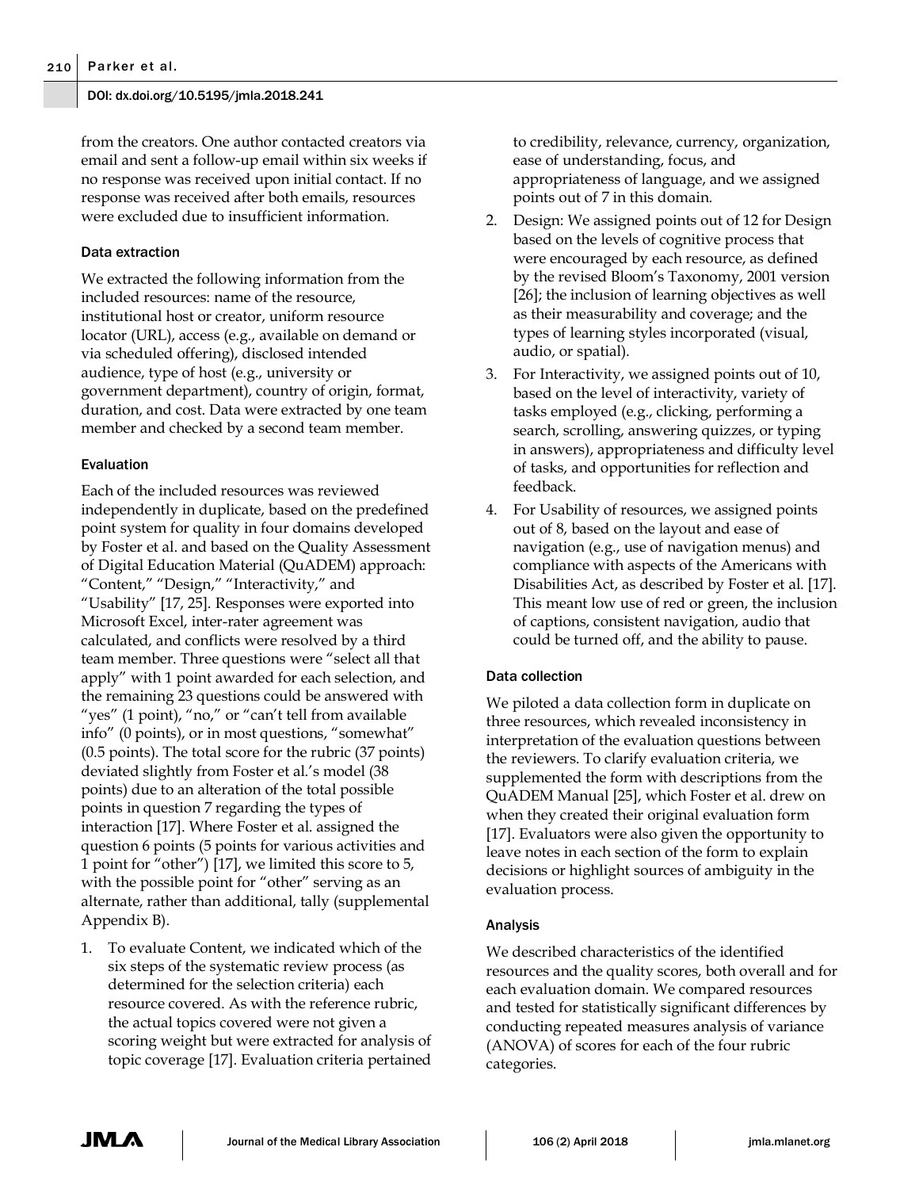from the creators. One author contacted creators via email and sent a follow-up email within six weeks if no response was received upon initial contact. If no response was received after both emails, resources were excluded due to insufficient information.

### Data extraction

We extracted the following information from the included resources: name of the resource, institutional host or creator, uniform resource locator (URL), access (e.g., available on demand or via scheduled offering), disclosed intended audience, type of host (e.g., university or government department), country of origin, format, duration, and cost. Data were extracted by one team member and checked by a second team member.

### Evaluation

Each of the included resources was reviewed independently in duplicate, based on the predefined point system for quality in four domains developed by Foster et al. and based on the Quality Assessment of Digital Education Material (QuADEM) approach: "Content," "Design," "Interactivity," and "Usability" [17, 25]. Responses were exported into Microsoft Excel, inter-rater agreement was calculated, and conflicts were resolved by a third team member. Three questions were "select all that apply" with 1 point awarded for each selection, and the remaining 23 questions could be answered with "yes" (1 point), "no," or "can't tell from available info" (0 points), or in most questions, "somewhat" (0.5 points). The total score for the rubric (37 points) deviated slightly from Foster et al.'s model (38 points) due to an alteration of the total possible points in question 7 regarding the types of interaction [17]. Where Foster et al. assigned the question 6 points (5 points for various activities and 1 point for "other") [17], we limited this score to 5, with the possible point for "other" serving as an alternate, rather than additional, tally (supplemental Appendix B).

1. To evaluate Content, we indicated which of the six steps of the systematic review process (as determined for the selection criteria) each resource covered. As with the reference rubric, the actual topics covered were not given a scoring weight but were extracted for analysis of topic coverage [17]. Evaluation criteria pertained to credibility, relevance, currency, organization, ease of understanding, focus, and appropriateness of language, and we assigned points out of 7 in this domain.
2. Design: We assigned points out of 12 for Design based on the levels of cognitive process that were encouraged by each resource, as defined by the revised Bloom's Taxonomy, 2001 version [26]; the inclusion of learning objectives as well as their measurability and coverage; and the types of learning styles incorporated (visual, audio, or spatial).
3. For Interactivity, we assigned points out of 10, based on the level of interactivity, variety of tasks employed (e.g., clicking, performing a search, scrolling, answering quizzes, or typing in answers), appropriateness and difficulty level of tasks, and opportunities for reflection and feedback.
4. For Usability of resources, we assigned points out of 8, based on the layout and ease of navigation (e.g., use of navigation menus) and compliance with aspects of the Americans with Disabilities Act, as described by Foster et al. [17]. This meant low use of red or green, the inclusion of captions, consistent navigation, audio that could be turned off, and the ability to pause.

### Data collection

We piloted a data collection form in duplicate on three resources, which revealed inconsistency in interpretation of the evaluation questions between the reviewers. To clarify evaluation criteria, we supplemented the form with descriptions from the QuADEM Manual [25], which Foster et al. drew on when they created their original evaluation form [17]. Evaluators were also given the opportunity to leave notes in each section of the form to explain decisions or highlight sources of ambiguity in the evaluation process.

### Analysis

We described characteristics of the identified resources and the quality scores, both overall and for each evaluation domain. We compared resources and tested for statistically significant differences by conducting repeated measures analysis of variance (ANOVA) of scores for each of the four rubric categories.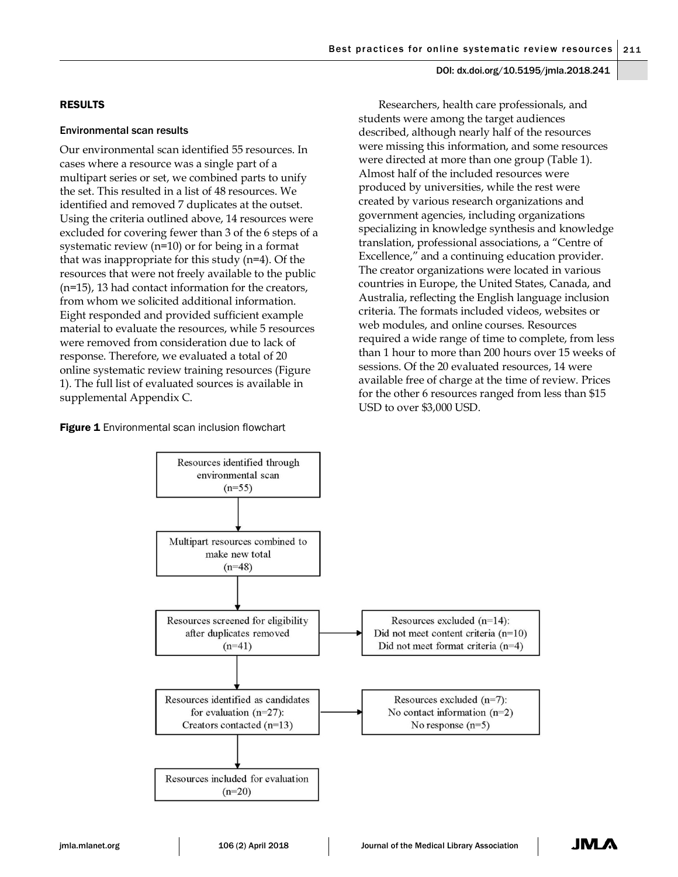## RESULTS

### Environmental scan results

Our environmental scan identified 55 resources. In cases where a resource was a single part of a multipart series or set, we combined parts to unify the set. This resulted in a list of 48 resources. We identified and removed 7 duplicates at the outset. Using the criteria outlined above, 14 resources were excluded for covering fewer than 3 of the 6 steps of a systematic review (n=10) or for being in a format that was inappropriate for this study (n=4). Of the resources that were not freely available to the public (n=15), 13 had contact information for the creators, from whom we solicited additional information. Eight responded and provided sufficient example material to evaluate the resources, while 5 resources were removed from consideration due to lack of response. Therefore, we evaluated a total of 20 online systematic review training resources (Figure 1). The full list of evaluated sources is available in supplemental Appendix C.

**Figure 1** Environmental scan inclusion flowchart

Resources identified through environmental scan (n=55)
↓
Multipart resources combined to make new total (n=48)
↓
Resources screened for eligibility after duplicates removed (n=41) → Resources excluded (n=14): Did not meet content criteria (n=10); Did not meet format criteria (n=4)
↓
Resources identified as candidates for evaluation (n=27): Creators contacted (n=13) → Resources excluded (n=7): No contact information (n=2); No response (n=5)
↓
Resources included for evaluation (n=20)

Researchers, health care professionals, and students were among the target audiences described, although nearly half of the resources were missing this information, and some resources were directed at more than one group (Table 1). Almost half of the included resources were produced by universities, while the rest were created by various research organizations and government agencies, including organizations specializing in knowledge synthesis and knowledge translation, professional associations, a "Centre of Excellence," and a continuing education provider. The creator organizations were located in various countries in Europe, the United States, Canada, and Australia, reflecting the English language inclusion criteria. The formats included videos, websites or web modules, and online courses. Resources required a wide range of time to complete, from less than 1 hour to more than 200 hours over 15 weeks of sessions. Of the 20 evaluated resources, 14 were available free of charge at the time of review. Prices for the other 6 resources ranged from less than $15 USD to over $3,000 USD.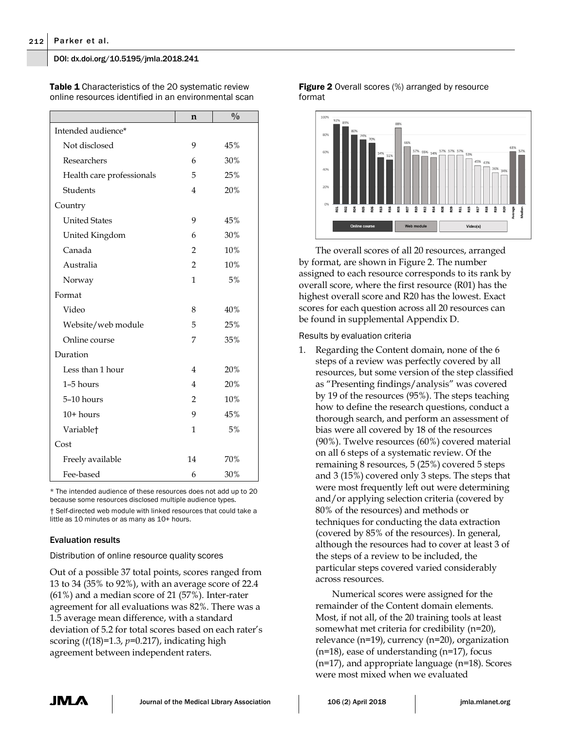DOI: dx.doi.org/10.5195/jmla.2018.241

**Table 1** Characteristics of the 20 systematic review online resources identified in an environmental scan

| | n | % |
|---|---|---|
| Intended audience* | | |
| Not disclosed | 9 | 45% |
| Researchers | 6 | 30% |
| Health care professionals | 5 | 25% |
| Students | 4 | 20% |
| Country | | |
| United States | 9 | 45% |
| United Kingdom | 6 | 30% |
| Canada | 2 | 10% |
| Australia | 2 | 10% |
| Norway | 1 | 5% |
| Format | | |
| Video | 8 | 40% |
| Website/web module | 5 | 25% |
| Online course | 7 | 35% |
| Duration | | |
| Less than 1 hour | 4 | 20% |
| 1–5 hours | 4 | 20% |
| 5–10 hours | 2 | 10% |
| 10+ hours | 9 | 45% |
| Variable† | 1 | 5% |
| Cost | | |
| Freely available | 14 | 70% |
| Fee-based | 6 | 30% |

\* The intended audience of these resources does not add up to 20 because some resources disclosed multiple audience types.

† Self-directed web module with linked resources that could take a little as 10 minutes or as many as 10+ hours.

### Evaluation results

#### Distribution of online resource quality scores

Out of a possible 37 total points, scores ranged from 13 to 34 (35% to 92%), with an average score of 22.4 (61%) and a median score of 21 (57%). Inter-rater agreement for all evaluations was 82%. There was a 1.5 average mean difference, with a standard deviation of 5.2 for total scores based on each rater's scoring ($t(18)=1.3$, $p=0.217$), indicating high agreement between independent raters.

**Figure 2** Overall scores (%) arranged by resource format

The overall scores of all 20 resources, arranged by format, are shown in Figure 2. The number assigned to each resource corresponds to its rank by overall score, where the first resource (R01) has the highest overall score and R20 has the lowest. Exact scores for each question across all 20 resources can be found in supplemental Appendix D.

#### Results by evaluation criteria

1. Regarding the Content domain, none of the 6 steps of a review was perfectly covered by all resources, but some version of the step classified as "Presenting findings/analysis" was covered by 19 of the resources (95%). The steps teaching how to define the research questions, conduct a thorough search, and perform an assessment of bias were all covered by 18 of the resources (90%). Twelve resources (60%) covered material on all 6 steps of a systematic review. Of the remaining 8 resources, 5 (25%) covered 5 steps and 3 (15%) covered only 3 steps. The steps that were most frequently left out were determining and/or applying selection criteria (covered by 80% of the resources) and methods or techniques for conducting the data extraction (covered by 85% of the resources). In general, although the resources had to cover at least 3 of the steps of a review to be included, the particular steps covered varied considerably across resources.

   Numerical scores were assigned for the remainder of the Content domain elements. Most, if not all, of the 20 training tools at least somewhat met criteria for credibility (n=20), relevance (n=19), currency (n=20), organization (n=18), ease of understanding (n=17), focus (n=17), and appropriate language (n=18). Scores were most mixed when we evaluated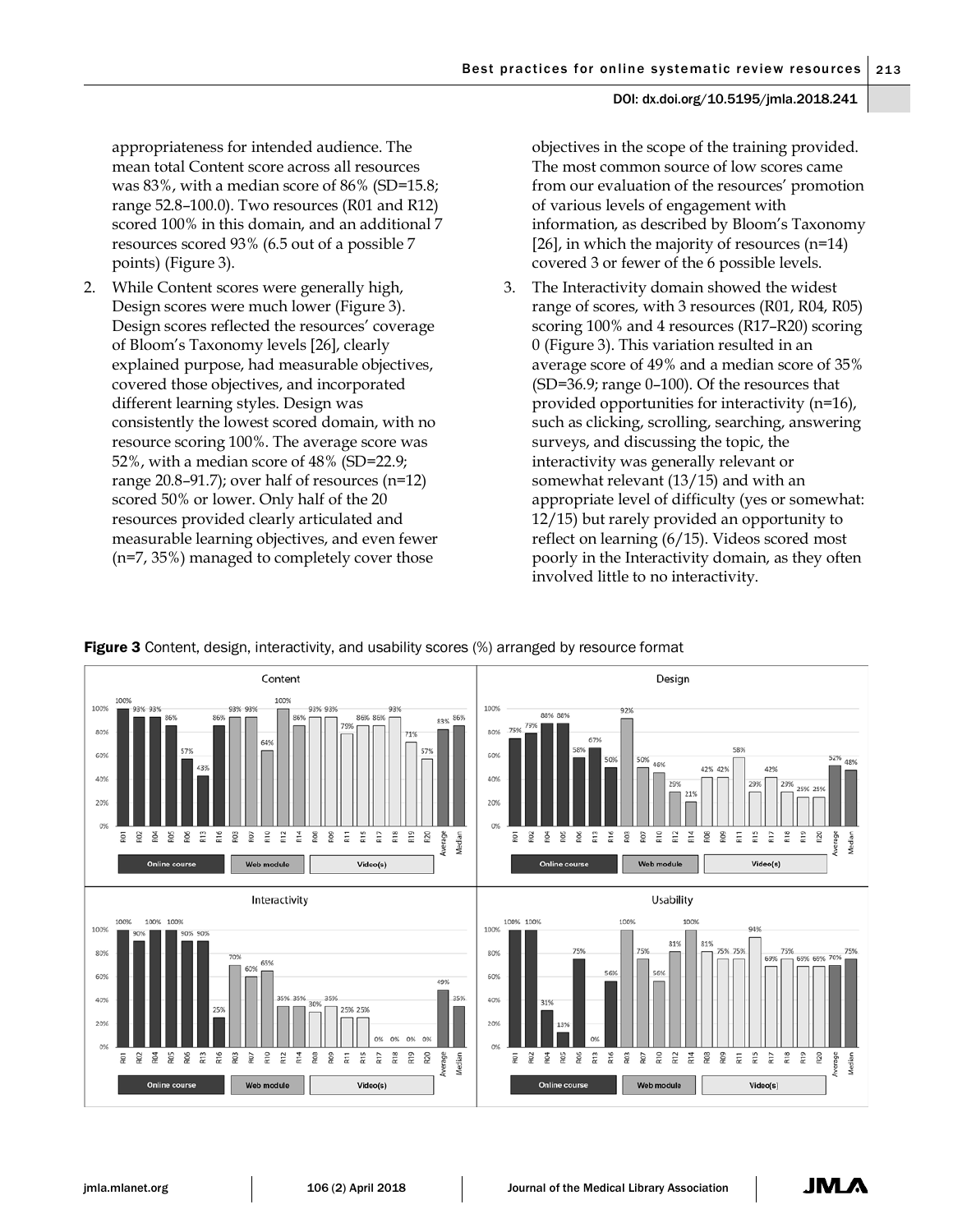appropriateness for intended audience. The mean total Content score across all resources was 83%, with a median score of 86% (SD=15.8; range 52.8–100.0). Two resources (R01 and R12) scored 100% in this domain, and an additional 7 resources scored 93% (6.5 out of a possible 7 points) (Figure 3).

2. While Content scores were generally high, Design scores were much lower (Figure 3). Design scores reflected the resources' coverage of Bloom's Taxonomy levels [26], clearly explained purpose, had measurable objectives, covered those objectives, and incorporated different learning styles. Design was consistently the lowest scored domain, with no resource scoring 100%. The average score was 52%, with a median score of 48% (SD=22.9; range 20.8–91.7); over half of resources (n=12) scored 50% or lower. Only half of the 20 resources provided clearly articulated and measurable learning objectives, and even fewer (n=7, 35%) managed to completely cover those objectives in the scope of the training provided. The most common source of low scores came from our evaluation of the resources' promotion of various levels of engagement with information, as described by Bloom's Taxonomy [26], in which the majority of resources (n=14) covered 3 or fewer of the 6 possible levels.

3. The Interactivity domain showed the widest range of scores, with 3 resources (R01, R04, R05) scoring 100% and 4 resources (R17–R20) scoring 0 (Figure 3). This variation resulted in an average score of 49% and a median score of 35% (SD=36.9; range 0–100). Of the resources that provided opportunities for interactivity (n=16), such as clicking, scrolling, searching, answering surveys, and discussing the topic, the interactivity was generally relevant or somewhat relevant (13/15) and with an appropriate level of difficulty (yes or somewhat: 12/15) but rarely provided an opportunity to reflect on learning (6/15). Videos scored most poorly in the Interactivity domain, as they often involved little to no interactivity.

**Figure 3** Content, design, interactivity, and usability scores (%) arranged by resource format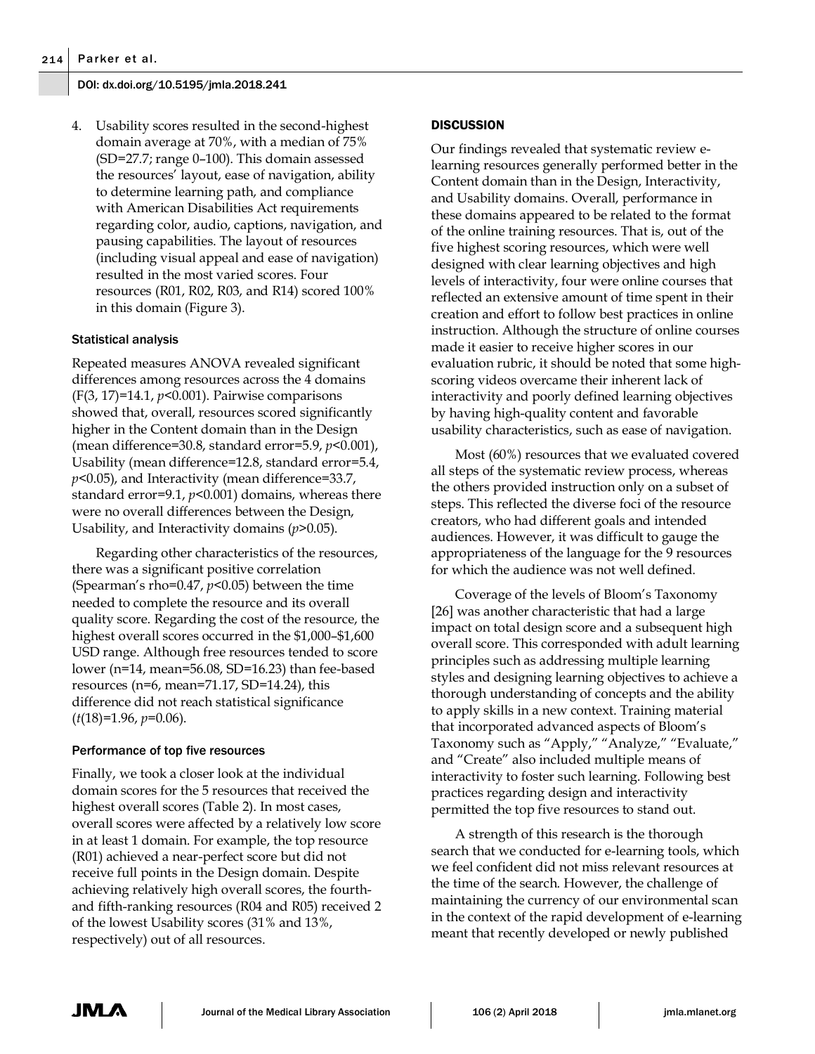4. Usability scores resulted in the second-highest domain average at 70%, with a median of 75% (SD=27.7; range 0–100). This domain assessed the resources' layout, ease of navigation, ability to determine learning path, and compliance with American Disabilities Act requirements regarding color, audio, captions, navigation, and pausing capabilities. The layout of resources (including visual appeal and ease of navigation) resulted in the most varied scores. Four resources (R01, R02, R03, and R14) scored 100% in this domain (Figure 3).

### Statistical analysis

Repeated measures ANOVA revealed significant differences among resources across the 4 domains ($F(3, 17)=14.1$, $p<0.001$). Pairwise comparisons showed that, overall, resources scored significantly higher in the Content domain than in the Design (mean difference=30.8, standard error=5.9, $p<0.001$), Usability (mean difference=12.8, standard error=5.4, $p<0.05$), and Interactivity (mean difference=33.7, standard error=9.1, $p<0.001$) domains, whereas there were no overall differences between the Design, Usability, and Interactivity domains ($p>0.05$).

Regarding other characteristics of the resources, there was a significant positive correlation (Spearman's rho=0.47, $p<0.05$) between the time needed to complete the resource and its overall quality score. Regarding the cost of the resource, the highest overall scores occurred in the \$1,000–\$1,600 USD range. Although free resources tended to score lower (n=14, mean=56.08, SD=16.23) than fee-based resources (n=6, mean=71.17, SD=14.24), this difference did not reach statistical significance ($t(18)=1.96$, $p=0.06$).

### Performance of top five resources

Finally, we took a closer look at the individual domain scores for the 5 resources that received the highest overall scores (Table 2). In most cases, overall scores were affected by a relatively low score in at least 1 domain. For example, the top resource (R01) achieved a near-perfect score but did not receive full points in the Design domain. Despite achieving relatively high overall scores, the fourth- and fifth-ranking resources (R04 and R05) received 2 of the lowest Usability scores (31% and 13%, respectively) out of all resources.

## DISCUSSION

Our findings revealed that systematic review e-learning resources generally performed better in the Content domain than in the Design, Interactivity, and Usability domains. Overall, performance in these domains appeared to be related to the format of the online training resources. That is, out of the five highest scoring resources, which were well designed with clear learning objectives and high levels of interactivity, four were online courses that reflected an extensive amount of time spent in their creation and effort to follow best practices in online instruction. Although the structure of online courses made it easier to receive higher scores in our evaluation rubric, it should be noted that some high-scoring videos overcame their inherent lack of interactivity and poorly defined learning objectives by having high-quality content and favorable usability characteristics, such as ease of navigation.

Most (60%) resources that we evaluated covered all steps of the systematic review process, whereas the others provided instruction only on a subset of steps. This reflected the diverse foci of the resource creators, who had different goals and intended audiences. However, it was difficult to gauge the appropriateness of the language for the 9 resources for which the audience was not well defined.

Coverage of the levels of Bloom's Taxonomy [26] was another characteristic that had a large impact on total design score and a subsequent high overall score. This corresponded with adult learning principles such as addressing multiple learning styles and designing learning objectives to achieve a thorough understanding of concepts and the ability to apply skills in a new context. Training material that incorporated advanced aspects of Bloom's Taxonomy such as "Apply," "Analyze," "Evaluate," and "Create" also included multiple means of interactivity to foster such learning. Following best practices regarding design and interactivity permitted the top five resources to stand out.

A strength of this research is the thorough search that we conducted for e-learning tools, which we feel confident did not miss relevant resources at the time of the search. However, the challenge of maintaining the currency of our environmental scan in the context of the rapid development of e-learning meant that recently developed or newly published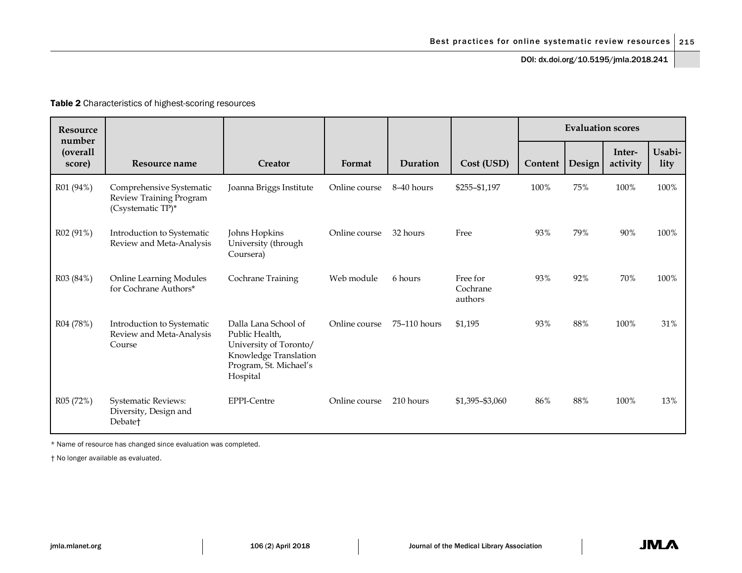**Table 2** Characteristics of highest-scoring resources

| Resource number (overall score) | Resource name | Creator | Format | Duration | Cost (USD) | Evaluation scores | | | |
|---|---|---|---|---|---|---|---|---|---|
| | | | | | | Content | Design | Inter-activity | Usabi-lity |
| R01 (94%) | Comprehensive Systematic Review Training Program (Csystematic TP)* | Joanna Briggs Institute | Online course | 8–40 hours | $255–$1,197 | 100% | 75% | 100% | 100% |
| R02 (91%) | Introduction to Systematic Review and Meta-Analysis | Johns Hopkins University (through Coursera) | Online course | 32 hours | Free | 93% | 79% | 90% | 100% |
| R03 (84%) | Online Learning Modules for Cochrane Authors* | Cochrane Training | Web module | 6 hours | Free for Cochrane authors | 93% | 92% | 70% | 100% |
| R04 (78%) | Introduction to Systematic Review and Meta-Analysis Course | Dalla Lana School of Public Health, University of Toronto/ Knowledge Translation Program, St. Michael's Hospital | Online course | 75–110 hours | $1,195 | 93% | 88% | 100% | 31% |
| R05 (72%) | Systematic Reviews: Diversity, Design and Debate† | EPPI-Centre | Online course | 210 hours | $1,395–$3,060 | 86% | 88% | 100% | 13% |

* Name of resource has changed since evaluation was completed.

† No longer available as evaluated.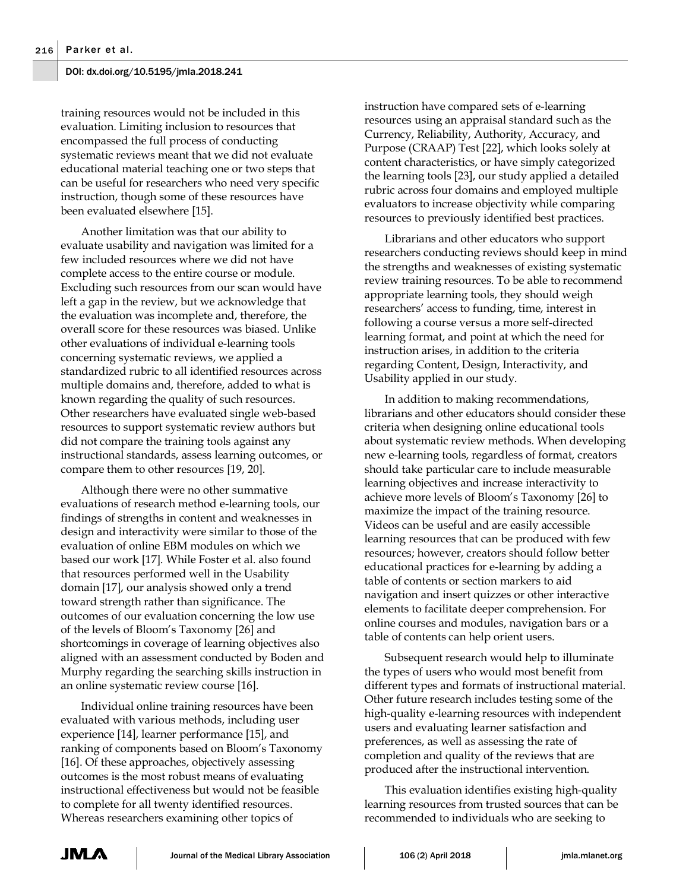training resources would not be included in this evaluation. Limiting inclusion to resources that encompassed the full process of conducting systematic reviews meant that we did not evaluate educational material teaching one or two steps that can be useful for researchers who need very specific instruction, though some of these resources have been evaluated elsewhere [15].

Another limitation was that our ability to evaluate usability and navigation was limited for a few included resources where we did not have complete access to the entire course or module. Excluding such resources from our scan would have left a gap in the review, but we acknowledge that the evaluation was incomplete and, therefore, the overall score for these resources was biased. Unlike other evaluations of individual e-learning tools concerning systematic reviews, we applied a standardized rubric to all identified resources across multiple domains and, therefore, added to what is known regarding the quality of such resources. Other researchers have evaluated single web-based resources to support systematic review authors but did not compare the training tools against any instructional standards, assess learning outcomes, or compare them to other resources [19, 20].

Although there were no other summative evaluations of research method e-learning tools, our findings of strengths in content and weaknesses in design and interactivity were similar to those of the evaluation of online EBM modules on which we based our work [17]. While Foster et al. also found that resources performed well in the Usability domain [17], our analysis showed only a trend toward strength rather than significance. The outcomes of our evaluation concerning the low use of the levels of Bloom's Taxonomy [26] and shortcomings in coverage of learning objectives also aligned with an assessment conducted by Boden and Murphy regarding the searching skills instruction in an online systematic review course [16].

Individual online training resources have been evaluated with various methods, including user experience [14], learner performance [15], and ranking of components based on Bloom's Taxonomy [16]. Of these approaches, objectively assessing outcomes is the most robust means of evaluating instructional effectiveness but would not be feasible to complete for all twenty identified resources. Whereas researchers examining other topics of instruction have compared sets of e-learning resources using an appraisal standard such as the Currency, Reliability, Authority, Accuracy, and Purpose (CRAAP) Test [22], which looks solely at content characteristics, or have simply categorized the learning tools [23], our study applied a detailed rubric across four domains and employed multiple evaluators to increase objectivity while comparing resources to previously identified best practices.

Librarians and other educators who support researchers conducting reviews should keep in mind the strengths and weaknesses of existing systematic review training resources. To be able to recommend appropriate learning tools, they should weigh researchers' access to funding, time, interest in following a course versus a more self-directed learning format, and point at which the need for instruction arises, in addition to the criteria regarding Content, Design, Interactivity, and Usability applied in our study.

In addition to making recommendations, librarians and other educators should consider these criteria when designing online educational tools about systematic review methods. When developing new e-learning tools, regardless of format, creators should take particular care to include measurable learning objectives and increase interactivity to achieve more levels of Bloom's Taxonomy [26] to maximize the impact of the training resource. Videos can be useful and are easily accessible learning resources that can be produced with few resources; however, creators should follow better educational practices for e-learning by adding a table of contents or section markers to aid navigation and insert quizzes or other interactive elements to facilitate deeper comprehension. For online courses and modules, navigation bars or a table of contents can help orient users.

Subsequent research would help to illuminate the types of users who would most benefit from different types and formats of instructional material. Other future research includes testing some of the high-quality e-learning resources with independent users and evaluating learner satisfaction and preferences, as well as assessing the rate of completion and quality of the reviews that are produced after the instructional intervention.

This evaluation identifies existing high-quality learning resources from trusted sources that can be recommended to individuals who are seeking to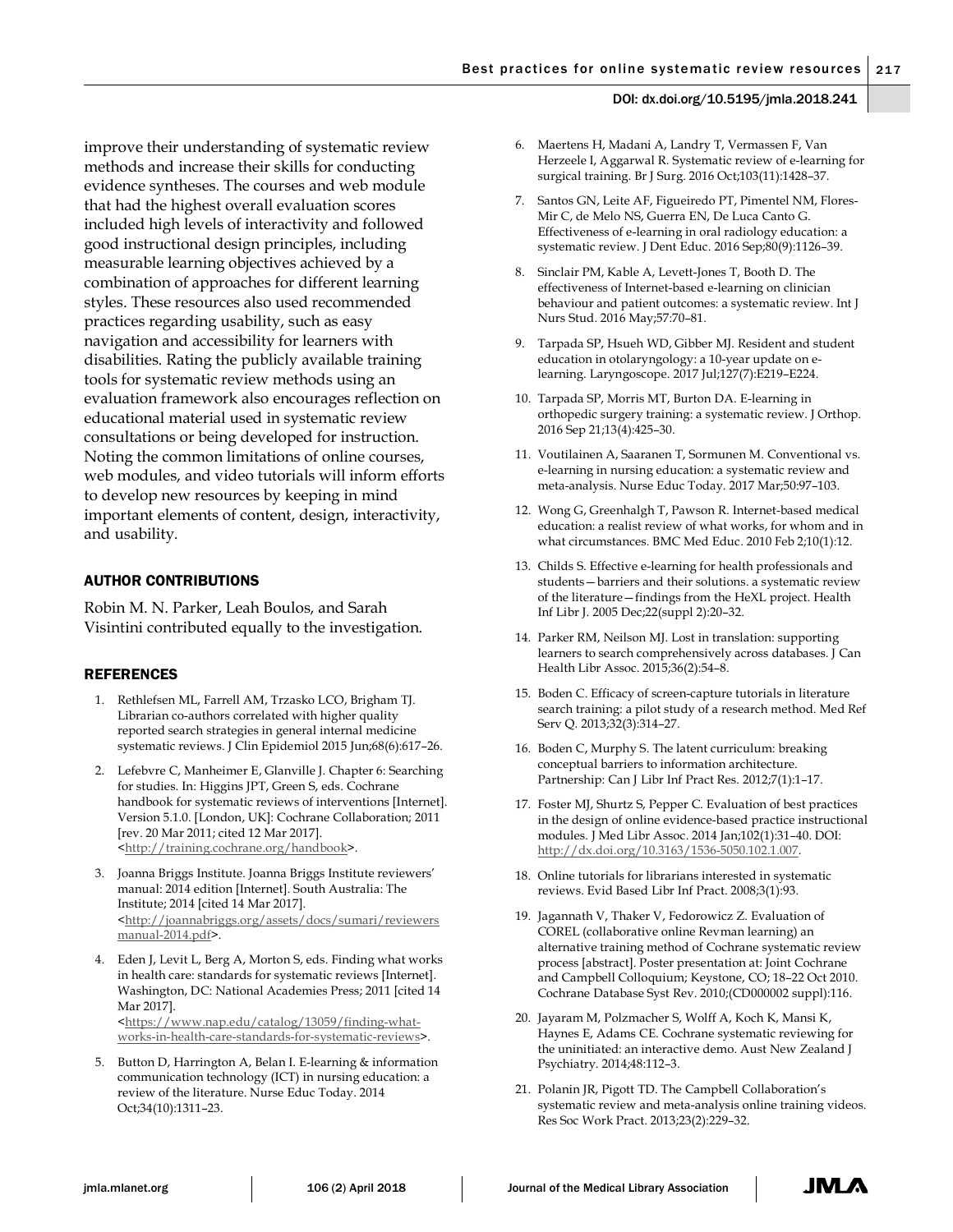improve their understanding of systematic review methods and increase their skills for conducting evidence syntheses. The courses and web module that had the highest overall evaluation scores included high levels of interactivity and followed good instructional design principles, including measurable learning objectives achieved by a combination of approaches for different learning styles. These resources also used recommended practices regarding usability, such as easy navigation and accessibility for learners with disabilities. Rating the publicly available training tools for systematic review methods using an evaluation framework also encourages reflection on educational material used in systematic review consultations or being developed for instruction. Noting the common limitations of online courses, web modules, and video tutorials will inform efforts to develop new resources by keeping in mind important elements of content, design, interactivity, and usability.

## AUTHOR CONTRIBUTIONS

Robin M. N. Parker, Leah Boulos, and Sarah Visintini contributed equally to the investigation.

## REFERENCES

1. Rethlefsen ML, Farrell AM, Trzasko LCO, Brigham TJ. Librarian co-authors correlated with higher quality reported search strategies in general internal medicine systematic reviews. J Clin Epidemiol 2015 Jun;68(6):617–26.
2. Lefebvre C, Manheimer E, Glanville J. Chapter 6: Searching for studies. In: Higgins JPT, Green S, eds. Cochrane handbook for systematic reviews of interventions [Internet]. Version 5.1.0. [London, UK]: Cochrane Collaboration; 2011 [rev. 20 Mar 2011; cited 12 Mar 2017]. <http://training.cochrane.org/handbook>.
3. Joanna Briggs Institute. Joanna Briggs Institute reviewers' manual: 2014 edition [Internet]. South Australia: The Institute; 2014 [cited 14 Mar 2017]. <http://joannabriggs.org/assets/docs/sumari/reviewersmanual-2014.pdf>.
4. Eden J, Levit L, Berg A, Morton S, eds. Finding what works in health care: standards for systematic reviews [Internet]. Washington, DC: National Academies Press; 2011 [cited 14 Mar 2017]. <https://www.nap.edu/catalog/13059/finding-what-works-in-health-care-standards-for-systematic-reviews>.
5. Button D, Harrington A, Belan I. E-learning & information communication technology (ICT) in nursing education: a review of the literature. Nurse Educ Today. 2014 Oct;34(10):1311–23.
6. Maertens H, Madani A, Landry T, Vermassen F, Van Herzeele I, Aggarwal R. Systematic review of e-learning for surgical training. Br J Surg. 2016 Oct;103(11):1428–37.
7. Santos GN, Leite AF, Figueiredo PT, Pimentel NM, Flores-Mir C, de Melo NS, Guerra EN, De Luca Canto G. Effectiveness of e-learning in oral radiology education: a systematic review. J Dent Educ. 2016 Sep;80(9):1126–39.
8. Sinclair PM, Kable A, Levett-Jones T, Booth D. The effectiveness of Internet-based e-learning on clinician behaviour and patient outcomes: a systematic review. Int J Nurs Stud. 2016 May;57:70–81.
9. Tarpada SP, Hsueh WD, Gibber MJ. Resident and student education in otolaryngology: a 10-year update on e-learning. Laryngoscope. 2017 Jul;127(7):E219–E224.
10. Tarpada SP, Morris MT, Burton DA. E-learning in orthopedic surgery training: a systematic review. J Orthop. 2016 Sep 21;13(4):425–30.
11. Voutilainen A, Saaranen T, Sormunen M. Conventional vs. e-learning in nursing education: a systematic review and meta-analysis. Nurse Educ Today. 2017 Mar;50:97–103.
12. Wong G, Greenhalgh T, Pawson R. Internet-based medical education: a realist review of what works, for whom and in what circumstances. BMC Med Educ. 2010 Feb 2;10(1):12.
13. Childs S. Effective e-learning for health professionals and students—barriers and their solutions. a systematic review of the literature—findings from the HeXL project. Health Inf Libr J. 2005 Dec;22(suppl 2):20–32.
14. Parker RM, Neilson MJ. Lost in translation: supporting learners to search comprehensively across databases. J Can Health Libr Assoc. 2015;36(2):54–8.
15. Boden C. Efficacy of screen-capture tutorials in literature search training: a pilot study of a research method. Med Ref Serv Q. 2013;32(3):314–27.
16. Boden C, Murphy S. The latent curriculum: breaking conceptual barriers to information architecture. Partnership: Can J Libr Inf Pract Res. 2012;7(1):1–17.
17. Foster MJ, Shurtz S, Pepper C. Evaluation of best practices in the design of online evidence-based practice instructional modules. J Med Libr Assoc. 2014 Jan;102(1):31–40. DOI: http://dx.doi.org/10.3163/1536-5050.102.1.007.
18. Online tutorials for librarians interested in systematic reviews. Evid Based Libr Inf Pract. 2008;3(1):93.
19. Jagannath V, Thaker V, Fedorowicz Z. Evaluation of COREL (collaborative online Revman learning) an alternative training method of Cochrane systematic review process [abstract]. Poster presentation at: Joint Cochrane and Campbell Colloquium; Keystone, CO; 18–22 Oct 2010. Cochrane Database Syst Rev. 2010;(CD000002 suppl):116.
20. Jayaram M, Polzmacher S, Wolff A, Koch K, Mansi K, Haynes E, Adams CE. Cochrane systematic reviewing for the uninitiated: an interactive demo. Aust New Zealand J Psychiatry. 2014;48:112–3.
21. Polanin JR, Pigott TD. The Campbell Collaboration's systematic review and meta-analysis online training videos. Res Soc Work Pract. 2013;23(2):229–32.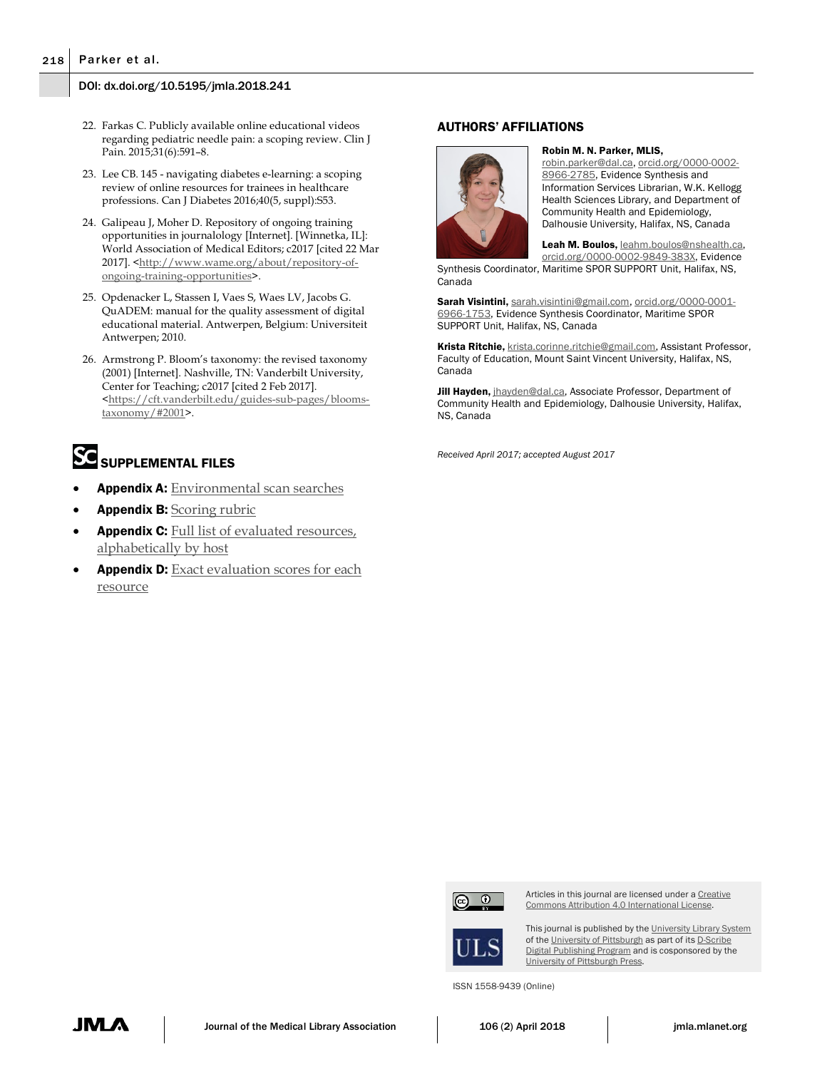22. Farkas C. Publicly available online educational videos regarding pediatric needle pain: a scoping review. Clin J Pain. 2015;31(6):591–8.

23. Lee CB. 145 - navigating diabetes e-learning: a scoping review of online resources for trainees in healthcare professions. Can J Diabetes 2016;40(5, suppl):S53.

24. Galipeau J, Moher D. Repository of ongoing training opportunities in journalology [Internet]. [Winnetka, IL]: World Association of Medical Editors; c2017 [cited 22 Mar 2017]. <http://www.wame.org/about/repository-of-ongoing-training-opportunities>.

25. Opdenacker L, Stassen I, Vaes S, Waes LV, Jacobs G. QuADEM: manual for the quality assessment of digital educational material. Antwerpen, Belgium: Universiteit Antwerpen; 2010.

26. Armstrong P. Bloom's taxonomy: the revised taxonomy (2001) [Internet]. Nashville, TN: Vanderbilt University, Center for Teaching; c2017 [cited 2 Feb 2017]. <https://cft.vanderbilt.edu/guides-sub-pages/blooms-taxonomy/#2001>.

## SUPPLEMENTAL FILES

- **Appendix A:** Environmental scan searches
- **Appendix B:** Scoring rubric
- **Appendix C:** Full list of evaluated resources, alphabetically by host
- **Appendix D:** Exact evaluation scores for each resource

## AUTHORS' AFFILIATIONS

**Robin M. N. Parker, MLIS,** robin.parker@dal.ca, orcid.org/0000-0002-8966-2785, Evidence Synthesis and Information Services Librarian, W.K. Kellogg Health Sciences Library, and Department of Community Health and Epidemiology, Dalhousie University, Halifax, NS, Canada

**Leah M. Boulos,** leahm.boulos@nshealth.ca, orcid.org/0000-0002-9849-383X, Evidence Synthesis Coordinator, Maritime SPOR SUPPORT Unit, Halifax, NS, Canada

**Sarah Visintini,** sarah.visintini@gmail.com, orcid.org/0000-0001-6966-1753, Evidence Synthesis Coordinator, Maritime SPOR SUPPORT Unit, Halifax, NS, Canada

**Krista Ritchie,** krista.corinne.ritchie@gmail.com, Assistant Professor, Faculty of Education, Mount Saint Vincent University, Halifax, NS, Canada

**Jill Hayden,** jhayden@dal.ca, Associate Professor, Department of Community Health and Epidemiology, Dalhousie University, Halifax, NS, Canada

*Received April 2017; accepted August 2017*

Articles in this journal are licensed under a Creative Commons Attribution 4.0 International License.

This journal is published by the University Library System of the University of Pittsburgh as part of its D-Scribe Digital Publishing Program and is cosponsored by the University of Pittsburgh Press.

ISSN 1558-9439 (Online)